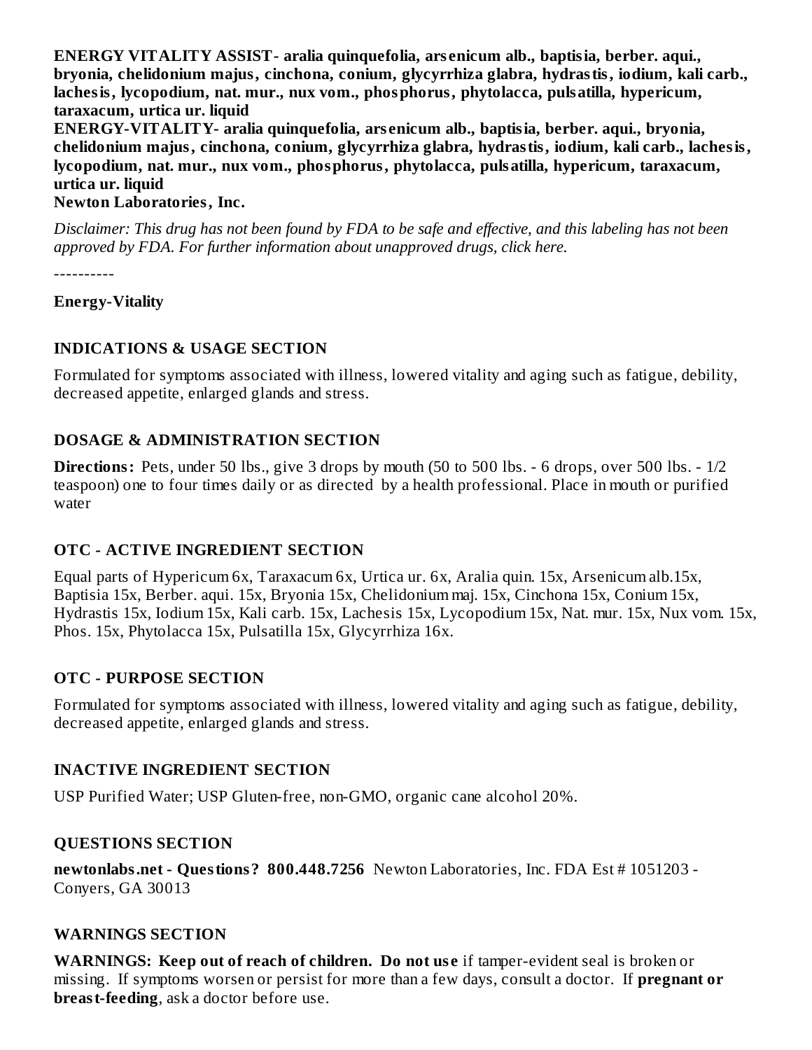**ENERGY VITALITY ASSIST- aralia quinquefolia, arsenicum alb., baptisia, berber. aqui., bryonia, chelidonium majus, cinchona, conium, glycyrrhiza glabra, hydrastis, iodium, kali carb., lachesis, lycopodium, nat. mur., nux vom., phosphorus, phytolacca, pulsatilla, hypericum, taraxacum, urtica ur. liquid**

**ENERGY-VITALITY- aralia quinquefolia, arsenicum alb., baptisia, berber. aqui., bryonia, chelidonium majus, cinchona, conium, glycyrrhiza glabra, hydrastis, iodium, kali carb., lachesis, lycopodium, nat. mur., nux vom., phosphorus, phytolacca, pulsatilla, hypericum, taraxacum, urtica ur. liquid**

**Newton Laboratories, Inc.**

*Disclaimer: This drug has not been found by FDA to be safe and effective, and this labeling has not been approved by FDA. For further information about unapproved drugs, click here.*

----------

**Energy-Vitality**

## INDICATIONS & USAGE SECTION

Formulated for symptoms associated with illness, lowered vitality and aging such as fatigue, debility, decreased appetite, enlarged glands and stress.

## DOSAGE & ADMINISTRATION SECTION

**Directions:** Pets, under 50 lbs., give 3 drops by mouth (50 to 500 lbs. - 6 drops, over 500 lbs. - 1/2 teaspoon) one to four times daily or as directed by a health professional. Place in mouth or purified water

## OTC - ACTIVE INGREDIENT SECTION

Equal parts of Hypericum 6x, Taraxacum 6x, Urtica ur. 6x, Aralia quin. 15x, Arsenicum alb.15x, Baptisia 15x, Berber. aqui. 15x, Bryonia 15x, Chelidonium maj. 15x, Cinchona 15x, Conium 15x, Hydrastis 15x, Iodium 15x, Kali carb. 15x, Lachesis 15x, Lycopodium 15x, Nat. mur. 15x, Nux vom. 15x, Phos. 15x, Phytolacca 15x, Pulsatilla 15x, Glycyrrhiza 16x.

## OTC - PURPOSE SECTION

Formulated for symptoms associated with illness, lowered vitality and aging such as fatigue, debility, decreased appetite, enlarged glands and stress.

## INACTIVE INGREDIENT SECTION

USP Purified Water; USP Gluten-free, non-GMO, organic cane alcohol 20%.

## QUESTIONS SECTION

**newtonlabs.net - Questions? 800.448.7256** Newton Laboratories, Inc. FDA Est # 1051203 - Conyers, GA 30013

## WARNINGS SECTION

**WARNINGS: Keep out of reach of children. Do not use** if tamper-evident seal is broken or missing. If symptoms worsen or persist for more than a few days, consult a doctor. If **pregnant or breast-feeding**, ask a doctor before use.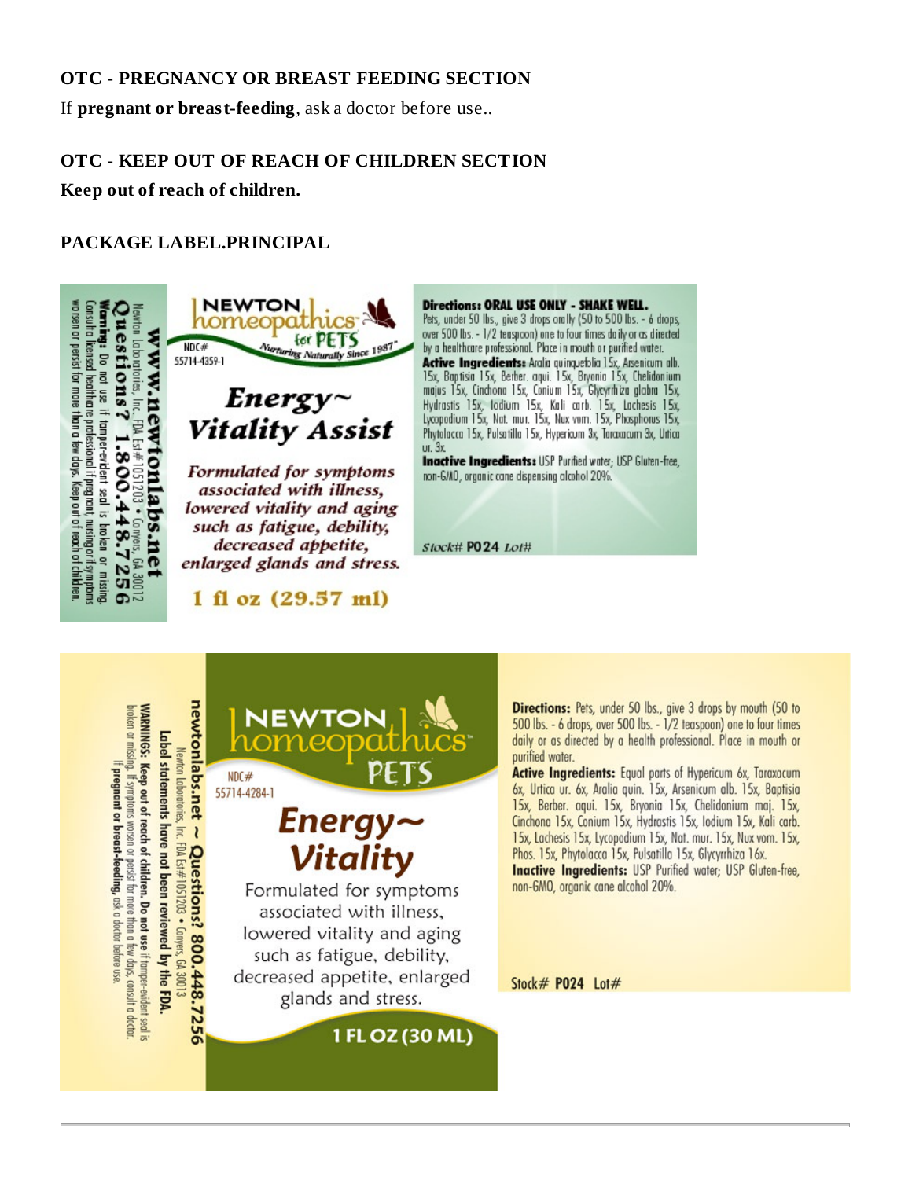### OTC - PREGNANCY OR BREAST FEEDING SECTION

If **pregnant or breast-feeding**, ask a doctor before use..

### OTC - KEEP OUT OF REACH OF CHILDREN SECTION

**Keep out of reach of children.**

### PACKAGE LABEL.PRINCIPAL

**www.newtonlabs.net**

Newton Laboratories, Inc. FDA Est# 1051203 • Conyers, GA 30012

**Questions? 1.800.448.7256**

**Warning:** Do not use if tamper-evident seal is broken or missing. Consult a licensed healthcare professional if pregnant, nursing or if symptoms worsen or persist for more than a few days. Keep out of reach of children.

NEWTON homeopathics for PETS

Nurturing Naturally Since 1987

NDC# 55714-4359-1

***Energy~ Vitality Assist***

*Formulated for symptoms associated with illness, lowered vitality and aging such as fatigue, debility, decreased appetite, enlarged glands and stress.*

**1 fl oz (29.57 ml)**

**Directions: ORAL USE ONLY - SHAKE WELL.** Pets, under 50 lbs., give 3 drops orally (50 to 500 lbs. - 6 drops, over 500 lbs. - 1/2 teaspoon) one to four times daily or as directed by a healthcare professional. Place in mouth or purified water.

**Active Ingredients:** Aralia quinquefolia 15x, Arsenicum alb. 15x, Baptisia 15x, Berber. aqui. 15x, Bryonia 15x, Chelidonium majus 15x, Cinchona 15x, Conium 15x, Glycyrrhiza glabra 15x, Hydrastis 15x, Iodium 15x, Kali carb. 15x, Lachesis 15x, Lycopodium 15x, Nat. mur. 15x, Nux vom. 15x, Phosphorus 15x, Phytolacca 15x, Pulsatilla 15x, Hypericum 3x, Taraxacum 3x, Urtica ur. 3x.

**Inactive Ingredients:** USP Purified water; USP Gluten-free, non-GMO, organic cane dispensing alcohol 20%.

*Stock#* **P024** *Lot#*

---

**newtonlabs.net ~ Questions? 800.448.7256**

Newton Laboratories, Inc. FDA Est# 1051203 • Conyers, GA 30013

**Label statements have not been reviewed by the FDA.**

**WARNINGS: Keep out of reach of children. Do not use** if tamper-evident seal is broken or missing. If symptoms worsen or persist for more than a few days, consult a doctor. **If pregnant or breast-feeding,** ask a doctor before use.

NEWTON homeopathics PETS

NDC# 55714-4284-1

**Energy~ Vitality**

Formulated for symptoms associated with illness, lowered vitality and aging such as fatigue, debility, decreased appetite, enlarged glands and stress.

**1 FL OZ (30 ML)**

**Directions:** Pets, under 50 lbs., give 3 drops by mouth (50 to 500 lbs. - 6 drops, over 500 lbs. - 1/2 teaspoon) one to four times daily or as directed by a health professional. Place in mouth or purified water.

**Active Ingredients:** Equal parts of Hypericum 6x, Taraxacum 6x, Urtica ur. 6x, Aralia quin. 15x, Arsenicum alb. 15x, Baptisia 15x, Berber. aqui. 15x, Bryonia 15x, Chelidonium maj. 15x, Cinchona 15x, Conium 15x, Hydrastis 15x, Iodium 15x, Kali carb. 15x, Lachesis 15x, Lycopodium 15x, Nat. mur. 15x, Nux vom. 15x, Phos. 15x, Phytolacca 15x, Pulsatilla 15x, Glycyrrhiza 16x.

**Inactive Ingredients:** USP Purified water; USP Gluten-free, non-GMO, organic cane alcohol 20%.

Stock# **P024** Lot#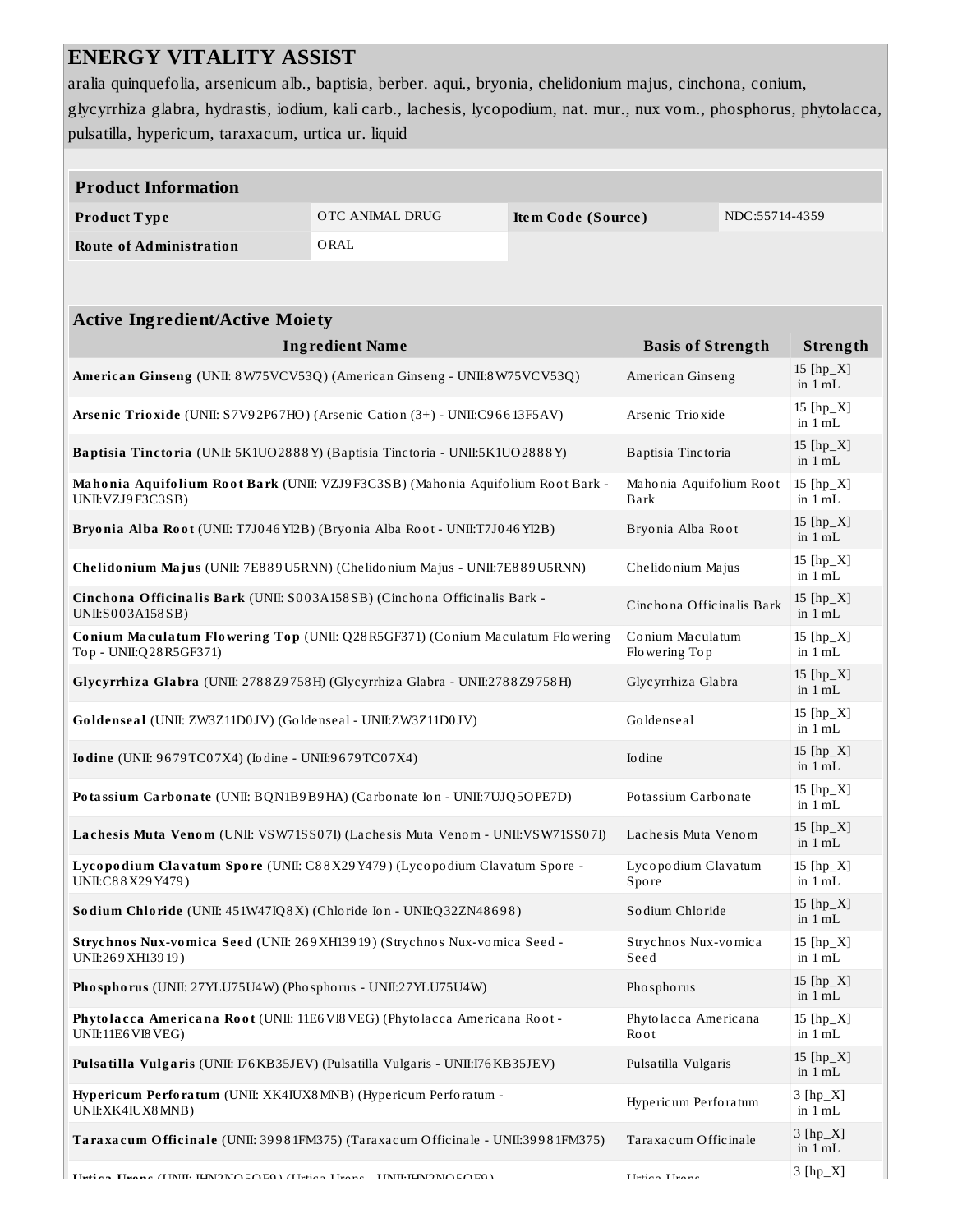# ENERGY VITALITY ASSIST

aralia quinquefolia, arsenicum alb., baptisia, berber. aqui., bryonia, chelidonium majus, cinchona, conium, glycyrrhiza glabra, hydrastis, iodium, kali carb., lachesis, lycopodium, nat. mur., nux vom., phosphorus, phytolacca, pulsatilla, hypericum, taraxacum, urtica ur. liquid

| **Product Information** | | | |
|---|---|---|---|
| **Product Type** | OTC ANIMAL DRUG | **Item Code (Source)** | NDC:55714-4359 |
| **Route of Administration** | ORAL | | |

| **Active Ingredient/Active Moiety** | | |
|---|---|---|
| **Ingredient Name** | **Basis of Strength** | **Strength** |
| **American Ginseng** (UNII: 8W75VCV53Q) (American Ginseng - UNII:8W75VCV53Q) | American Ginseng | 15 [hp_X] in 1 mL |
| **Arsenic Trioxide** (UNII: S7V92P67HO) (Arsenic Cation (3+) - UNII:C96613F5AV) | Arsenic Trioxide | 15 [hp_X] in 1 mL |
| **Baptisia Tinctoria** (UNII: 5K1UO2888Y) (Baptisia Tinctoria - UNII:5K1UO2888Y) | Baptisia Tinctoria | 15 [hp_X] in 1 mL |
| **Mahonia Aquifolium Root Bark** (UNII: VZJ9F3C3SB) (Mahonia Aquifolium Root Bark - UNII:VZJ9F3C3SB) | Mahonia Aquifolium Root Bark | 15 [hp_X] in 1 mL |
| **Bryonia Alba Root** (UNII: T7J046YI2B) (Bryonia Alba Root - UNII:T7J046YI2B) | Bryonia Alba Root | 15 [hp_X] in 1 mL |
| **Chelidonium Majus** (UNII: 7E889U5RNN) (Chelidonium Majus - UNII:7E889U5RNN) | Chelidonium Majus | 15 [hp_X] in 1 mL |
| **Cinchona Officinalis Bark** (UNII: S003A158SB) (Cinchona Officinalis Bark - UNII:S003A158SB) | Cinchona Officinalis Bark | 15 [hp_X] in 1 mL |
| **Conium Maculatum Flowering Top** (UNII: Q28R5GF371) (Conium Maculatum Flowering Top - UNII:Q28R5GF371) | Conium Maculatum Flowering Top | 15 [hp_X] in 1 mL |
| **Glycyrrhiza Glabra** (UNII: 2788Z9758H) (Glycyrrhiza Glabra - UNII:2788Z9758H) | Glycyrrhiza Glabra | 15 [hp_X] in 1 mL |
| **Goldenseal** (UNII: ZW3Z11D0JV) (Goldenseal - UNII:ZW3Z11D0JV) | Goldenseal | 15 [hp_X] in 1 mL |
| **Iodine** (UNII: 9679TC07X4) (Iodine - UNII:9679TC07X4) | Iodine | 15 [hp_X] in 1 mL |
| **Potassium Carbonate** (UNII: BQN1B9B9HA) (Carbonate Ion - UNII:7UJQ5OPE7D) | Potassium Carbonate | 15 [hp_X] in 1 mL |
| **Lachesis Muta Venom** (UNII: VSW71SS07I) (Lachesis Muta Venom - UNII:VSW71SS07I) | Lachesis Muta Venom | 15 [hp_X] in 1 mL |
| **Lycopodium Clavatum Spore** (UNII: C88X29Y479) (Lycopodium Clavatum Spore - UNII:C88X29Y479) | Lycopodium Clavatum Spore | 15 [hp_X] in 1 mL |
| **Sodium Chloride** (UNII: 451W47IQ8X) (Chloride Ion - UNII:Q32ZN48698) | Sodium Chloride | 15 [hp_X] in 1 mL |
| **Strychnos Nux-vomica Seed** (UNII: 269XH13919) (Strychnos Nux-vomica Seed - UNII:269XH13919) | Strychnos Nux-vomica Seed | 15 [hp_X] in 1 mL |
| **Phosphorus** (UNII: 27YLU75U4W) (Phosphorus - UNII:27YLU75U4W) | Phosphorus | 15 [hp_X] in 1 mL |
| **Phytolacca Americana Root** (UNII: 11E6VI8VEG) (Phytolacca Americana Root - UNII:11E6VI8VEG) | Phytolacca Americana Root | 15 [hp_X] in 1 mL |
| **Pulsatilla Vulgaris** (UNII: I76KB35JEV) (Pulsatilla Vulgaris - UNII:I76KB35JEV) | Pulsatilla Vulgaris | 15 [hp_X] in 1 mL |
| **Hypericum Perforatum** (UNII: XK4IUX8MNB) (Hypericum Perforatum - UNII:XK4IUX8MNB) | Hypericum Perforatum | 3 [hp_X] in 1 mL |
| **Taraxacum Officinale** (UNII: 39981FM375) (Taraxacum Officinale - UNII:39981FM375) | Taraxacum Officinale | 3 [hp_X] in 1 mL |
| **Urtica Urens** (UNII: JHN2NQ5QF9) (Urtica Urens - UNII:JHN2NQ5QF9) | Urtica Urens | 3 [hp_X] |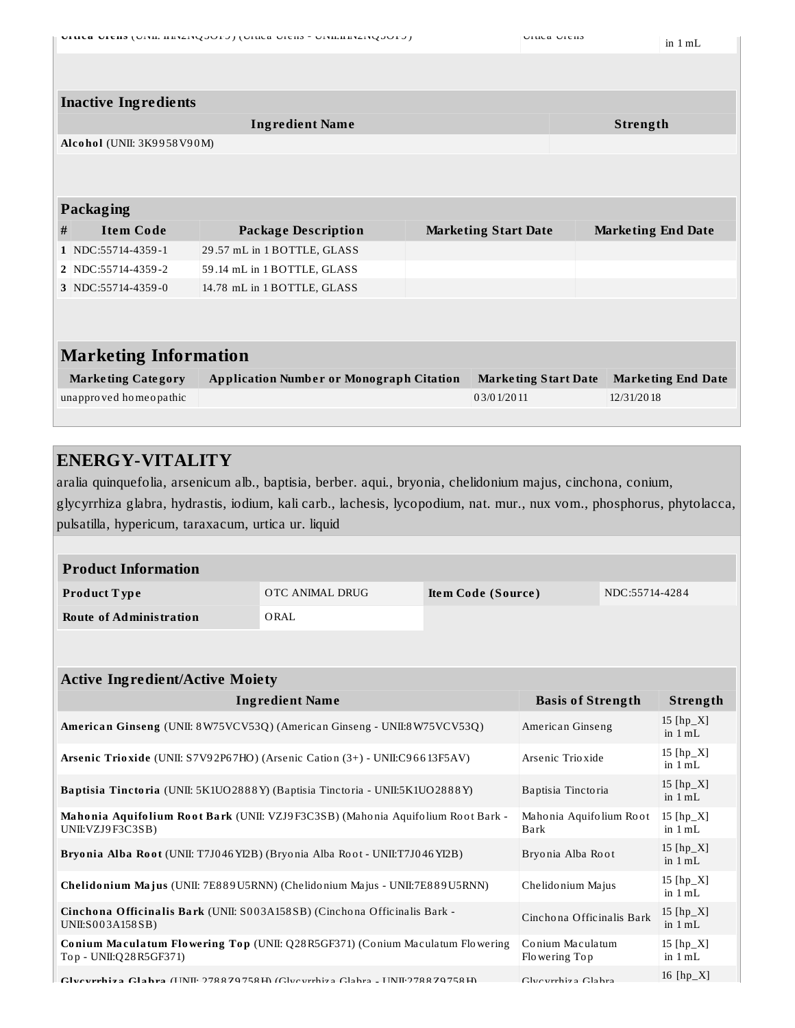| Urtica Urens (UNII: 1HN2NQ5OF5) (Urtica Urens - UNII:1HN2NQ5OF5) | Urtica Urens | in 1 mL |
| --- | --- | --- |

## Inactive Ingredients

| Ingredient Name | Strength |
| --- | --- |
| **Alcohol** (UNII: 3K9958V90M) | |

## Packaging

| # | Item Code | Package Description | Marketing Start Date | Marketing End Date |
| --- | --- | --- | --- | --- |
| 1 | NDC:55714-4359-1 | 29.57 mL in 1 BOTTLE, GLASS | | |
| 2 | NDC:55714-4359-2 | 59.14 mL in 1 BOTTLE, GLASS | | |
| 3 | NDC:55714-4359-0 | 14.78 mL in 1 BOTTLE, GLASS | | |

## Marketing Information

| Marketing Category | Application Number or Monograph Citation | Marketing Start Date | Marketing End Date |
| --- | --- | --- | --- |
| unapproved homeopathic | | 03/01/2011 | 12/31/2018 |

# ENERGY-VITALITY

aralia quinquefolia, arsenicum alb., baptisia, berber. aqui., bryonia, chelidonium majus, cinchona, conium, glycyrrhiza glabra, hydrastis, iodium, kali carb., lachesis, lycopodium, nat. mur., nux vom., phosphorus, phytolacca, pulsatilla, hypericum, taraxacum, urtica ur. liquid

## Product Information

| | | | |
| --- | --- | --- | --- |
| **Product Type** | OTC ANIMAL DRUG | **Item Code (Source)** | NDC:55714-4284 |
| **Route of Administration** | ORAL | | |

## Active Ingredient/Active Moiety

| Ingredient Name | Basis of Strength | Strength |
| --- | --- | --- |
| **American Ginseng** (UNII: 8W75VCV53Q) (American Ginseng - UNII:8W75VCV53Q) | American Ginseng | 15 [hp_X] in 1 mL |
| **Arsenic Trioxide** (UNII: S7V92P67HO) (Arsenic Cation (3+) - UNII:C96613F5AV) | Arsenic Trioxide | 15 [hp_X] in 1 mL |
| **Baptisia Tinctoria** (UNII: 5K1UO2888Y) (Baptisia Tinctoria - UNII:5K1UO2888Y) | Baptisia Tinctoria | 15 [hp_X] in 1 mL |
| **Mahonia Aquifolium Root Bark** (UNII: VZJ9F3C3SB) (Mahonia Aquifolium Root Bark - UNII:VZJ9F3C3SB) | Mahonia Aquifolium Root Bark | 15 [hp_X] in 1 mL |
| **Bryonia Alba Root** (UNII: T7J046YI2B) (Bryonia Alba Root - UNII:T7J046YI2B) | Bryonia Alba Root | 15 [hp_X] in 1 mL |
| **Chelidonium Majus** (UNII: 7E889U5RNN) (Chelidonium Majus - UNII:7E889U5RNN) | Chelidonium Majus | 15 [hp_X] in 1 mL |
| **Cinchona Officinalis Bark** (UNII: S003A158SB) (Cinchona Officinalis Bark - UNII:S003A158SB) | Cinchona Officinalis Bark | 15 [hp_X] in 1 mL |
| **Conium Maculatum Flowering Top** (UNII: Q28R5GF371) (Conium Maculatum Flowering Top - UNII:Q28R5GF371) | Conium Maculatum Flowering Top | 15 [hp_X] in 1 mL |
| **Glycyrrhiza Glabra** (UNII: 2788Z9758H) (Glycyrrhiza Glabra - UNII:2788Z9758H) | Glycyrrhiza Glabra | 16 [hp_X] |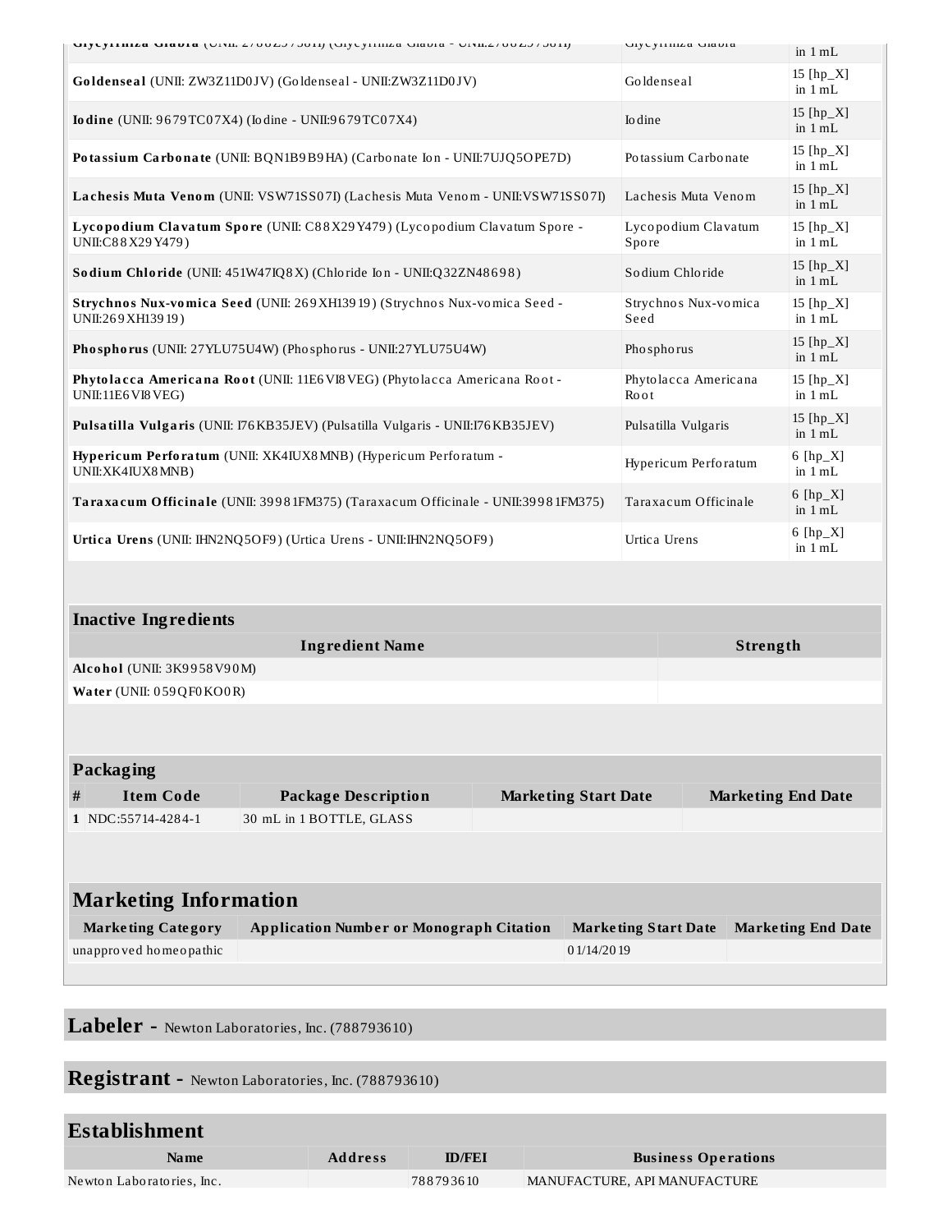| | | |
|---|---|---|
| **Glycyrrhiza Glabra** (UNII: 2788Z9758H) (Glycyrrhiza Glabra - UNII:2788Z9758H) | Glycyrrhiza Glabra | in 1 mL |
| **Goldenseal** (UNII: ZW3Z11D0JV) (Goldenseal - UNII:ZW3Z11D0JV) | Goldenseal | 15 [hp_X] in 1 mL |
| **Iodine** (UNII: 9679TC07X4) (Iodine - UNII:9679TC07X4) | Iodine | 15 [hp_X] in 1 mL |
| **Potassium Carbonate** (UNII: BQN1B9B9HA) (Carbonate Ion - UNII:7UJQ5OPE7D) | Potassium Carbonate | 15 [hp_X] in 1 mL |
| **Lachesis Muta Venom** (UNII: VSW71SS07I) (Lachesis Muta Venom - UNII:VSW71SS07I) | Lachesis Muta Venom | 15 [hp_X] in 1 mL |
| **Lycopodium Clavatum Spore** (UNII: C88X29Y479) (Lycopodium Clavatum Spore - UNII:C88X29Y479) | Lycopodium Clavatum Spore | 15 [hp_X] in 1 mL |
| **Sodium Chloride** (UNII: 451W47IQ8X) (Chloride Ion - UNII:Q32ZN48698) | Sodium Chloride | 15 [hp_X] in 1 mL |
| **Strychnos Nux-vomica Seed** (UNII: 269XH13919) (Strychnos Nux-vomica Seed - UNII:269XH13919) | Strychnos Nux-vomica Seed | 15 [hp_X] in 1 mL |
| **Phosphorus** (UNII: 27YLU75U4W) (Phosphorus - UNII:27YLU75U4W) | Phosphorus | 15 [hp_X] in 1 mL |
| **Phytolacca Americana Root** (UNII: 11E6VI8VEG) (Phytolacca Americana Root - UNII:11E6VI8VEG) | Phytolacca Americana Root | 15 [hp_X] in 1 mL |
| **Pulsatilla Vulgaris** (UNII: I76KB35JEV) (Pulsatilla Vulgaris - UNII:I76KB35JEV) | Pulsatilla Vulgaris | 15 [hp_X] in 1 mL |
| **Hypericum Perforatum** (UNII: XK4IUX8MNB) (Hypericum Perforatum - UNII:XK4IUX8MNB) | Hypericum Perforatum | 6 [hp_X] in 1 mL |
| **Taraxacum Officinale** (UNII: 39981FM375) (Taraxacum Officinale - UNII:39981FM375) | Taraxacum Officinale | 6 [hp_X] in 1 mL |
| **Urtica Urens** (UNII: IHN2NQ5OF9) (Urtica Urens - UNII:IHN2NQ5OF9) | Urtica Urens | 6 [hp_X] in 1 mL |

### Inactive Ingredients

| Ingredient Name | Strength |
|---|---|
| **Alcohol** (UNII: 3K9958V90M) | |
| **Water** (UNII: 059QF0KO0R) | |

### Packaging

| # | Item Code | Package Description | Marketing Start Date | Marketing End Date |
|---|---|---|---|---|
| 1 | NDC:55714-4284-1 | 30 mL in 1 BOTTLE, GLASS | | |

## Marketing Information

| Marketing Category | Application Number or Monograph Citation | Marketing Start Date | Marketing End Date |
|---|---|---|---|
| unapproved homeopathic | | 01/14/2019 | |

## Labeler - Newton Laboratories, Inc. (788793610)

## Registrant - Newton Laboratories, Inc. (788793610)

## Establishment

| Name | Address | ID/FEI | Business Operations |
|---|---|---|---|
| Newton Laboratories, Inc. | | 788793610 | MANUFACTURE, API MANUFACTURE |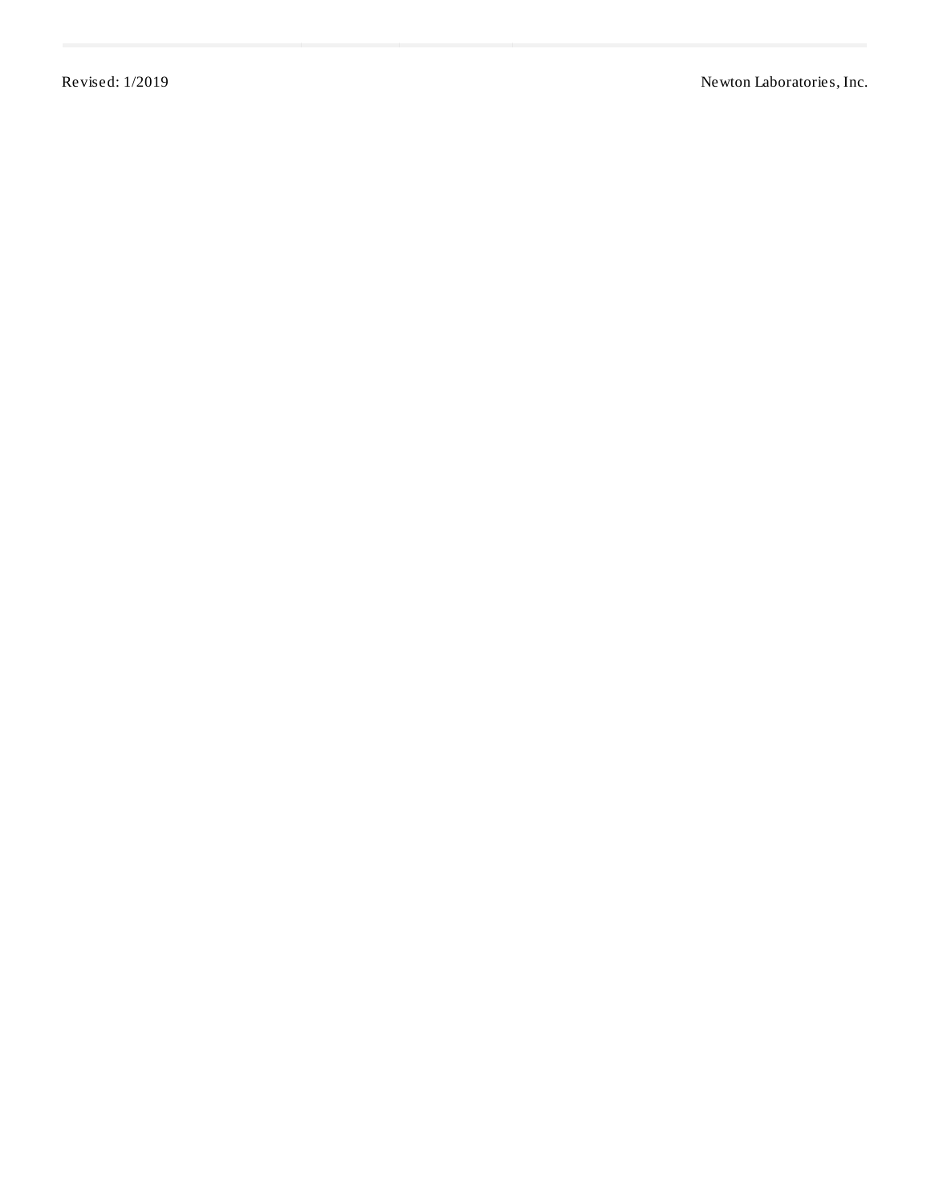Revised: 1/2019

Newton Laboratories, Inc.